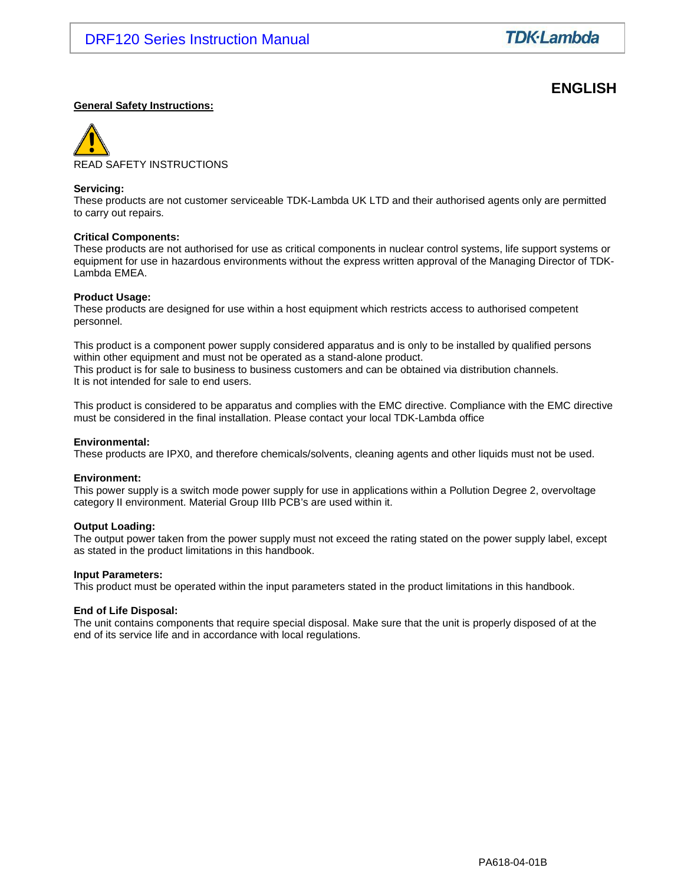# ENGLISH

**General Safety Instructions:**

READ SAFETY INSTRUCTIONS

**Servicing:**
These products are not customer serviceable TDK-Lambda UK LTD and their authorised agents only are permitted to carry out repairs.

**Critical Components:**
These products are not authorised for use as critical components in nuclear control systems, life support systems or equipment for use in hazardous environments without the express written approval of the Managing Director of TDK-Lambda EMEA.

**Product Usage:**
These products are designed for use within a host equipment which restricts access to authorised competent personnel.

This product is a component power supply considered apparatus and is only to be installed by qualified persons within other equipment and must not be operated as a stand-alone product.
This product is for sale to business to business customers and can be obtained via distribution channels.
It is not intended for sale to end users.

This product is considered to be apparatus and complies with the EMC directive. Compliance with the EMC directive must be considered in the final installation. Please contact your local TDK-Lambda office

**Environmental:**
These products are IPX0, and therefore chemicals/solvents, cleaning agents and other liquids must not be used.

**Environment:**
This power supply is a switch mode power supply for use in applications within a Pollution Degree 2, overvoltage category II environment. Material Group IIIb PCB's are used within it.

**Output Loading:**
The output power taken from the power supply must not exceed the rating stated on the power supply label, except as stated in the product limitations in this handbook.

**Input Parameters:**
This product must be operated within the input parameters stated in the product limitations in this handbook.

**End of Life Disposal:**
The unit contains components that require special disposal. Make sure that the unit is properly disposed of at the end of its service life and in accordance with local regulations.

PA618-04-01B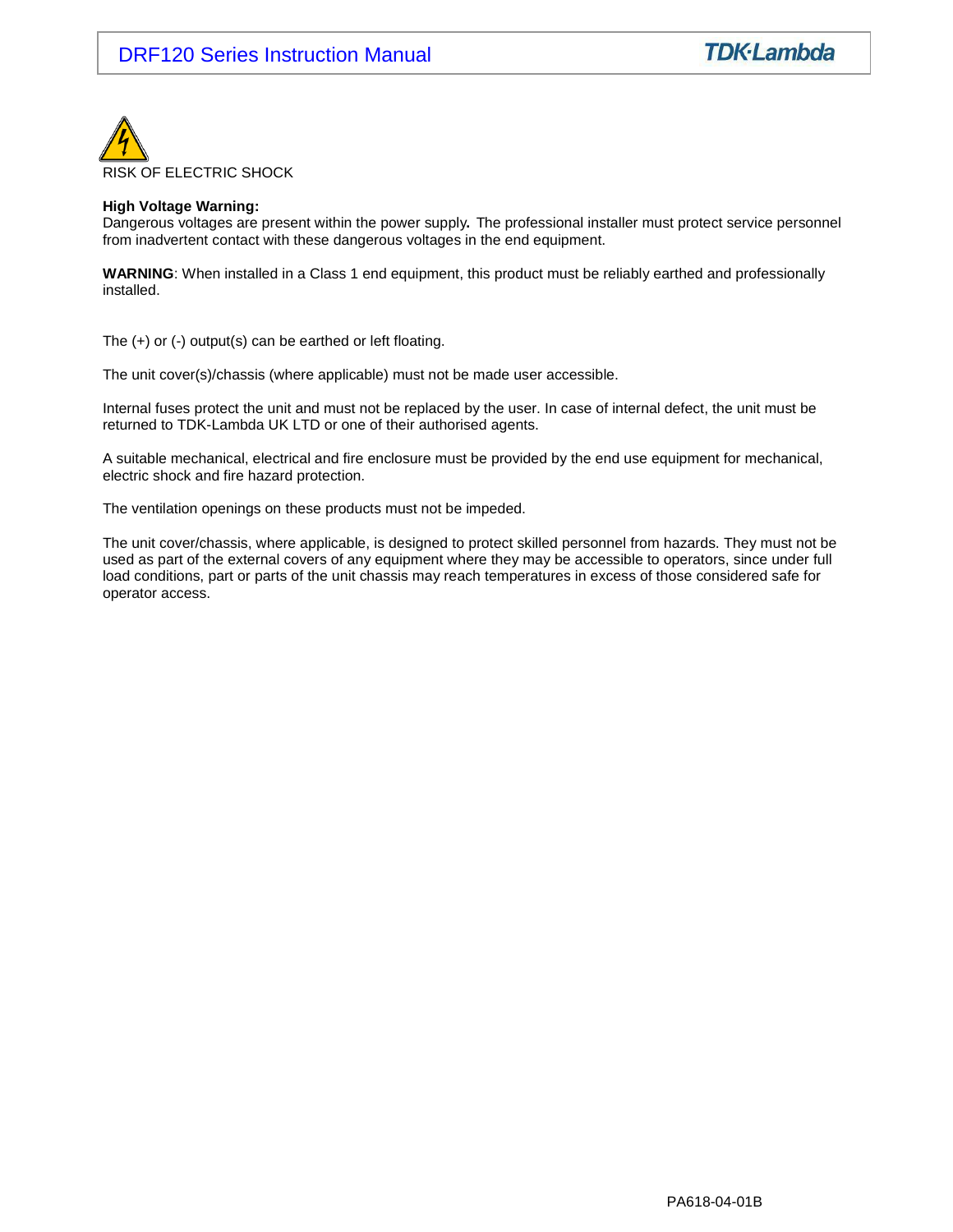RISK OF ELECTRIC SHOCK

**High Voltage Warning:**
Dangerous voltages are present within the power supply**.** The professional installer must protect service personnel from inadvertent contact with these dangerous voltages in the end equipment.

**WARNING**: When installed in a Class 1 end equipment, this product must be reliably earthed and professionally installed.

The (+) or (-) output(s) can be earthed or left floating.

The unit cover(s)/chassis (where applicable) must not be made user accessible.

Internal fuses protect the unit and must not be replaced by the user. In case of internal defect, the unit must be returned to TDK-Lambda UK LTD or one of their authorised agents.

A suitable mechanical, electrical and fire enclosure must be provided by the end use equipment for mechanical, electric shock and fire hazard protection.

The ventilation openings on these products must not be impeded.

The unit cover/chassis, where applicable, is designed to protect skilled personnel from hazards. They must not be used as part of the external covers of any equipment where they may be accessible to operators, since under full load conditions, part or parts of the unit chassis may reach temperatures in excess of those considered safe for operator access.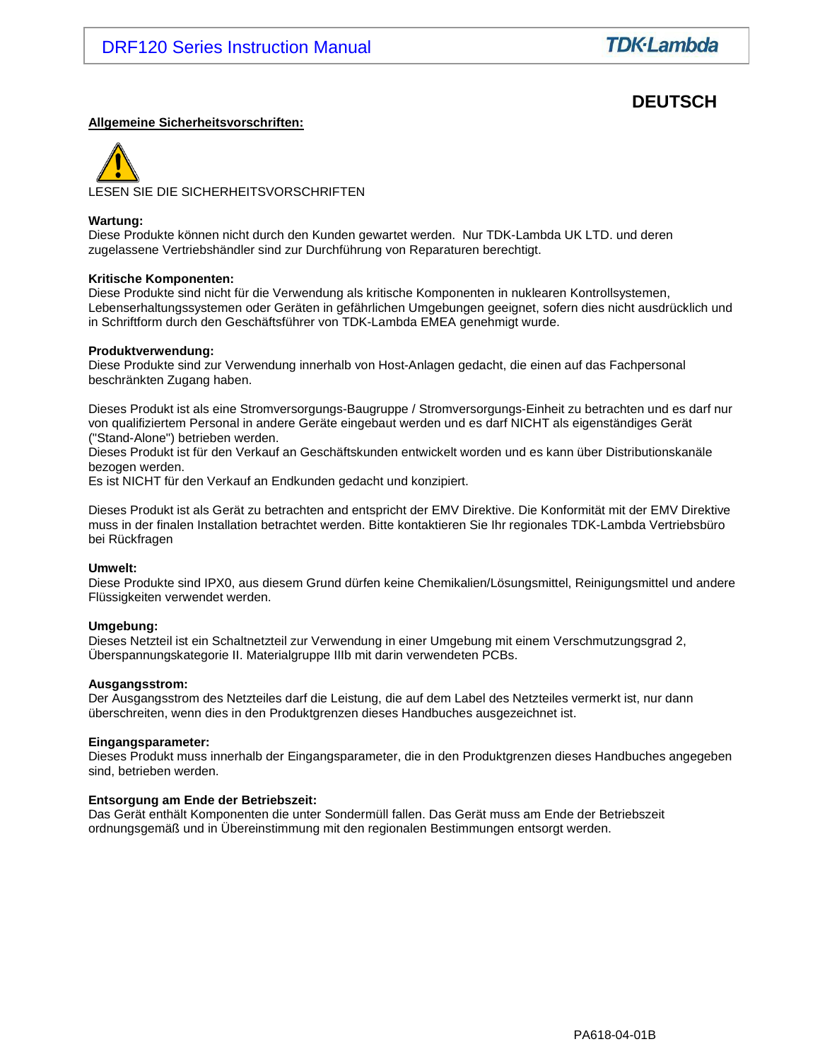# DEUTSCH

**Allgemeine Sicherheitsvorschriften:**

LESEN SIE DIE SICHERHEITSVORSCHRIFTEN

**Wartung:**
Diese Produkte können nicht durch den Kunden gewartet werden. Nur TDK-Lambda UK LTD. und deren zugelassene Vertriebshändler sind zur Durchführung von Reparaturen berechtigt.

**Kritische Komponenten:**
Diese Produkte sind nicht für die Verwendung als kritische Komponenten in nuklearen Kontrollsystemen, Lebenserhaltungssystemen oder Geräten in gefährlichen Umgebungen geeignet, sofern dies nicht ausdrücklich und in Schriftform durch den Geschäftsführer von TDK-Lambda EMEA genehmigt wurde.

**Produktverwendung:**
Diese Produkte sind zur Verwendung innerhalb von Host-Anlagen gedacht, die einen auf das Fachpersonal beschränkten Zugang haben.

Dieses Produkt ist als eine Stromversorgungs-Baugruppe / Stromversorgungs-Einheit zu betrachten und es darf nur von qualifiziertem Personal in andere Geräte eingebaut werden und es darf NICHT als eigenständiges Gerät ("Stand-Alone") betrieben werden.
Dieses Produkt ist für den Verkauf an Geschäftskunden entwickelt worden und es kann über Distributionskanäle bezogen werden.
Es ist NICHT für den Verkauf an Endkunden gedacht und konzipiert.

Dieses Produkt ist als Gerät zu betrachten and entspricht der EMV Direktive. Die Konformität mit der EMV Direktive muss in der finalen Installation betrachtet werden. Bitte kontaktieren Sie Ihr regionales TDK-Lambda Vertriebsbüro bei Rückfragen

**Umwelt:**
Diese Produkte sind IPX0, aus diesem Grund dürfen keine Chemikalien/Lösungsmittel, Reinigungsmittel und andere Flüssigkeiten verwendet werden.

**Umgebung:**
Dieses Netzteil ist ein Schaltnetzteil zur Verwendung in einer Umgebung mit einem Verschmutzungsgrad 2, Überspannungskategorie II. Materialgruppe IIIb mit darin verwendeten PCBs.

**Ausgangsstrom:**
Der Ausgangsstrom des Netzteiles darf die Leistung, die auf dem Label des Netzteiles vermerkt ist, nur dann überschreiten, wenn dies in den Produktgrenzen dieses Handbuches ausgezeichnet ist.

**Eingangsparameter:**
Dieses Produkt muss innerhalb der Eingangsparameter, die in den Produktgrenzen dieses Handbuches angegeben sind, betrieben werden.

**Entsorgung am Ende der Betriebszeit:**
Das Gerät enthält Komponenten die unter Sondermüll fallen. Das Gerät muss am Ende der Betriebszeit ordnungsgemäß und in Übereinstimmung mit den regionalen Bestimmungen entsorgt werden.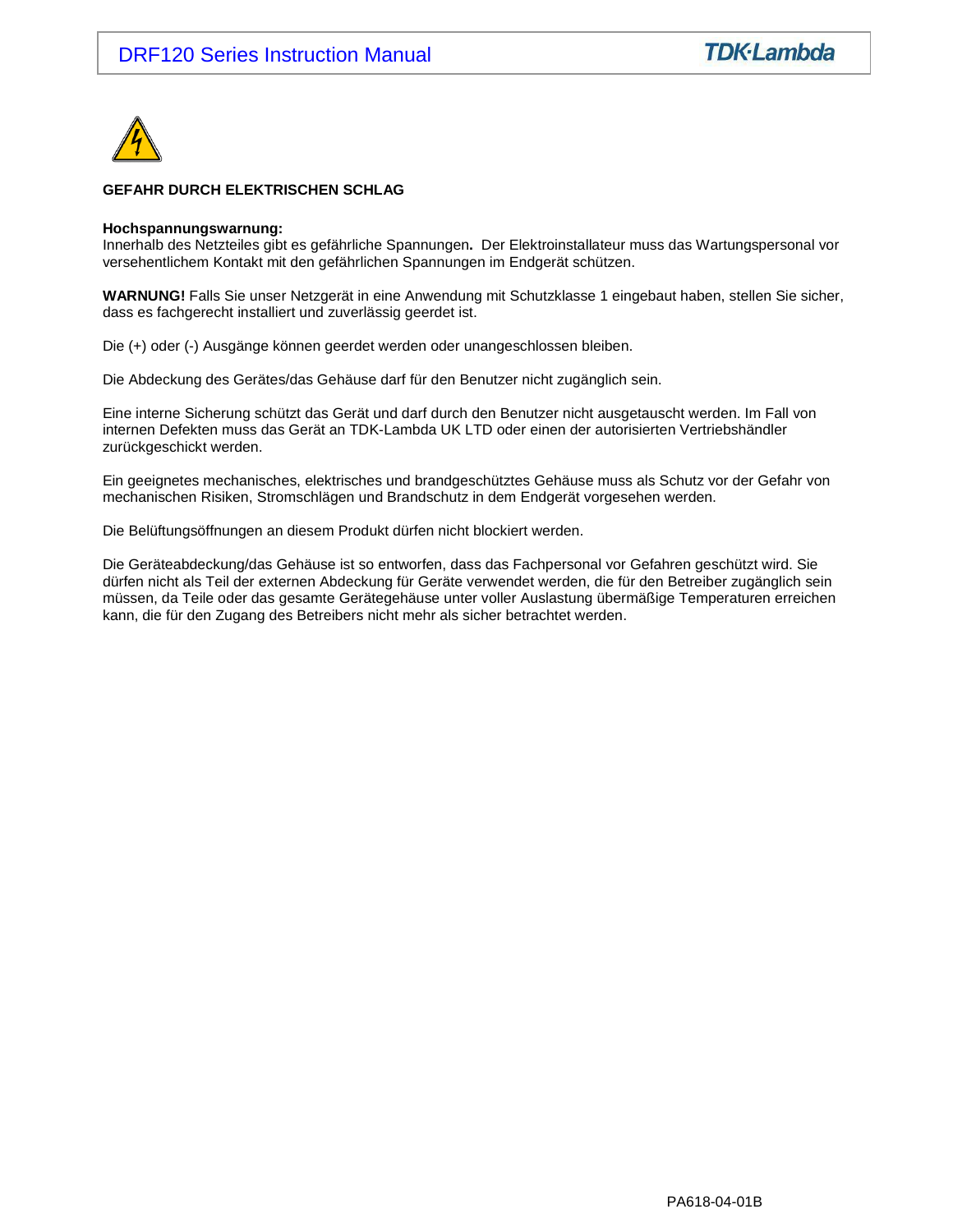**GEFAHR DURCH ELEKTRISCHEN SCHLAG**

**Hochspannungswarnung:**
Innerhalb des Netzteiles gibt es gefährliche Spannungen**.** Der Elektroinstallateur muss das Wartungspersonal vor versehentlichem Kontakt mit den gefährlichen Spannungen im Endgerät schützen.

**WARNUNG!** Falls Sie unser Netzgerät in eine Anwendung mit Schutzklasse 1 eingebaut haben, stellen Sie sicher, dass es fachgerecht installiert und zuverlässig geerdet ist.

Die (+) oder (-) Ausgänge können geerdet werden oder unangeschlossen bleiben.

Die Abdeckung des Gerätes/das Gehäuse darf für den Benutzer nicht zugänglich sein.

Eine interne Sicherung schützt das Gerät und darf durch den Benutzer nicht ausgetauscht werden. Im Fall von internen Defekten muss das Gerät an TDK-Lambda UK LTD oder einen der autorisierten Vertriebshändler zurückgeschickt werden.

Ein geeignetes mechanisches, elektrisches und brandgeschütztes Gehäuse muss als Schutz vor der Gefahr von mechanischen Risiken, Stromschlägen und Brandschutz in dem Endgerät vorgesehen werden.

Die Belüftungsöffnungen an diesem Produkt dürfen nicht blockiert werden.

Die Geräteabdeckung/das Gehäuse ist so entworfen, dass das Fachpersonal vor Gefahren geschützt wird. Sie dürfen nicht als Teil der externen Abdeckung für Geräte verwendet werden, die für den Betreiber zugänglich sein müssen, da Teile oder das gesamte Gerätegehäuse unter voller Auslastung übermäßige Temperaturen erreichen kann, die für den Zugang des Betreibers nicht mehr als sicher betrachtet werden.

PA618-04-01B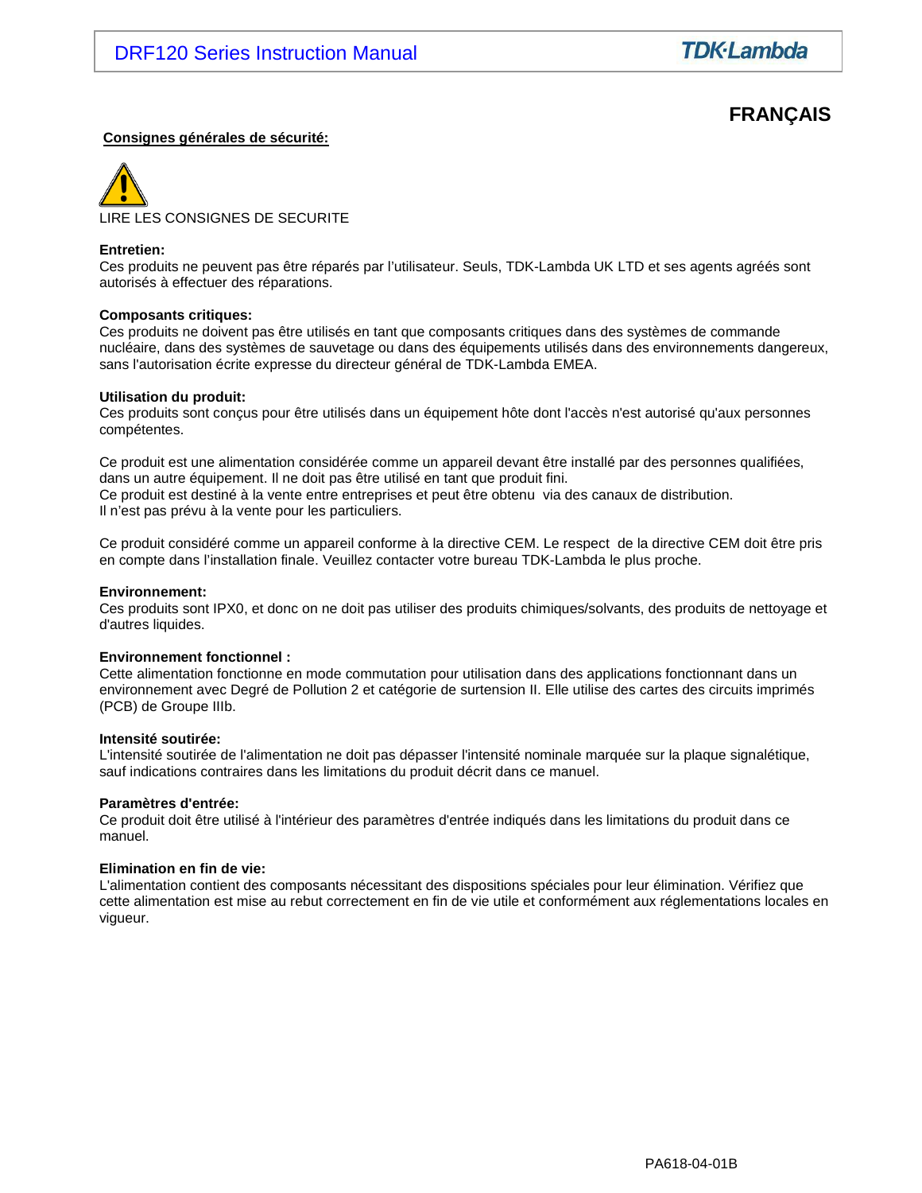# FRANÇAIS

**Consignes générales de sécurité:**

LIRE LES CONSIGNES DE SECURITE

**Entretien:**
Ces produits ne peuvent pas être réparés par l'utilisateur. Seuls, TDK-Lambda UK LTD et ses agents agréés sont autorisés à effectuer des réparations.

**Composants critiques:**
Ces produits ne doivent pas être utilisés en tant que composants critiques dans des systèmes de commande nucléaire, dans des systèmes de sauvetage ou dans des équipements utilisés dans des environnements dangereux, sans l'autorisation écrite expresse du directeur général de TDK-Lambda EMEA.

**Utilisation du produit:**
Ces produits sont conçus pour être utilisés dans un équipement hôte dont l'accès n'est autorisé qu'aux personnes compétentes.

Ce produit est une alimentation considérée comme un appareil devant être installé par des personnes qualifiées, dans un autre équipement. Il ne doit pas être utilisé en tant que produit fini.
Ce produit est destiné à la vente entre entreprises et peut être obtenu via des canaux de distribution.
Il n'est pas prévu à la vente pour les particuliers.

Ce produit considéré comme un appareil conforme à la directive CEM. Le respect de la directive CEM doit être pris en compte dans l'installation finale. Veuillez contacter votre bureau TDK-Lambda le plus proche.

**Environnement:**
Ces produits sont IPX0, et donc on ne doit pas utiliser des produits chimiques/solvants, des produits de nettoyage et d'autres liquides.

**Environnement fonctionnel :**
Cette alimentation fonctionne en mode commutation pour utilisation dans des applications fonctionnant dans un environnement avec Degré de Pollution 2 et catégorie de surtension II. Elle utilise des cartes des circuits imprimés (PCB) de Groupe IIIb.

**Intensité soutirée:**
L'intensité soutirée de l'alimentation ne doit pas dépasser l'intensité nominale marquée sur la plaque signalétique, sauf indications contraires dans les limitations du produit décrit dans ce manuel.

**Paramètres d'entrée:**
Ce produit doit être utilisé à l'intérieur des paramètres d'entrée indiqués dans les limitations du produit dans ce manuel.

**Elimination en fin de vie:**
L'alimentation contient des composants nécessitant des dispositions spéciales pour leur élimination. Vérifiez que cette alimentation est mise au rebut correctement en fin de vie utile et conformément aux réglementations locales en vigueur.

PA618-04-01B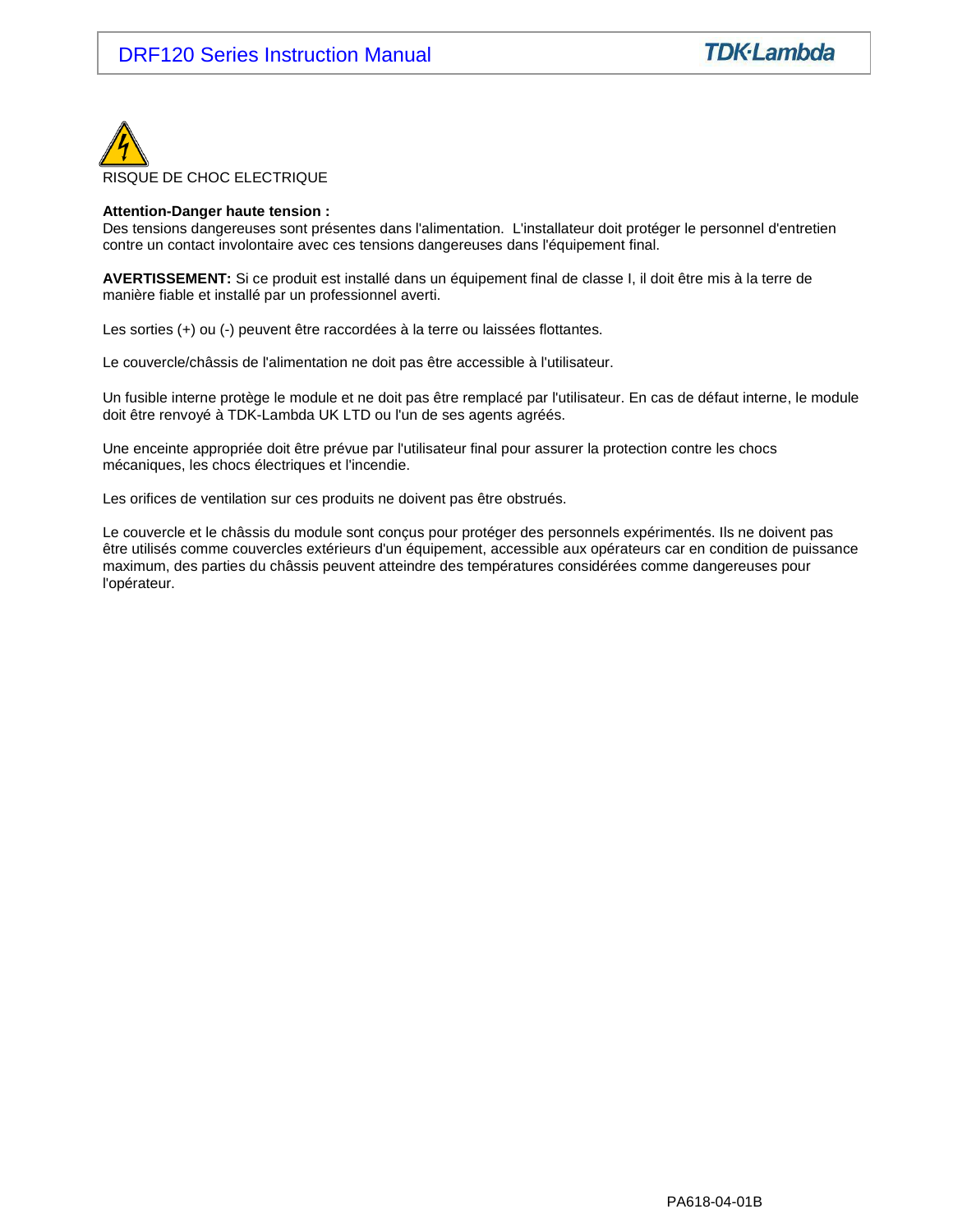RISQUE DE CHOC ELECTRIQUE

**Attention-Danger haute tension :**
Des tensions dangereuses sont présentes dans l'alimentation. L'installateur doit protéger le personnel d'entretien contre un contact involontaire avec ces tensions dangereuses dans l'équipement final.

**AVERTISSEMENT:** Si ce produit est installé dans un équipement final de classe I, il doit être mis à la terre de manière fiable et installé par un professionnel averti.

Les sorties (+) ou (-) peuvent être raccordées à la terre ou laissées flottantes.

Le couvercle/châssis de l'alimentation ne doit pas être accessible à l'utilisateur.

Un fusible interne protège le module et ne doit pas être remplacé par l'utilisateur. En cas de défaut interne, le module doit être renvoyé à TDK-Lambda UK LTD ou l'un de ses agents agréés.

Une enceinte appropriée doit être prévue par l'utilisateur final pour assurer la protection contre les chocs mécaniques, les chocs électriques et l'incendie.

Les orifices de ventilation sur ces produits ne doivent pas être obstrués.

Le couvercle et le châssis du module sont conçus pour protéger des personnels expérimentés. Ils ne doivent pas être utilisés comme couvercles extérieurs d'un équipement, accessible aux opérateurs car en condition de puissance maximum, des parties du châssis peuvent atteindre des températures considérées comme dangereuses pour l'opérateur.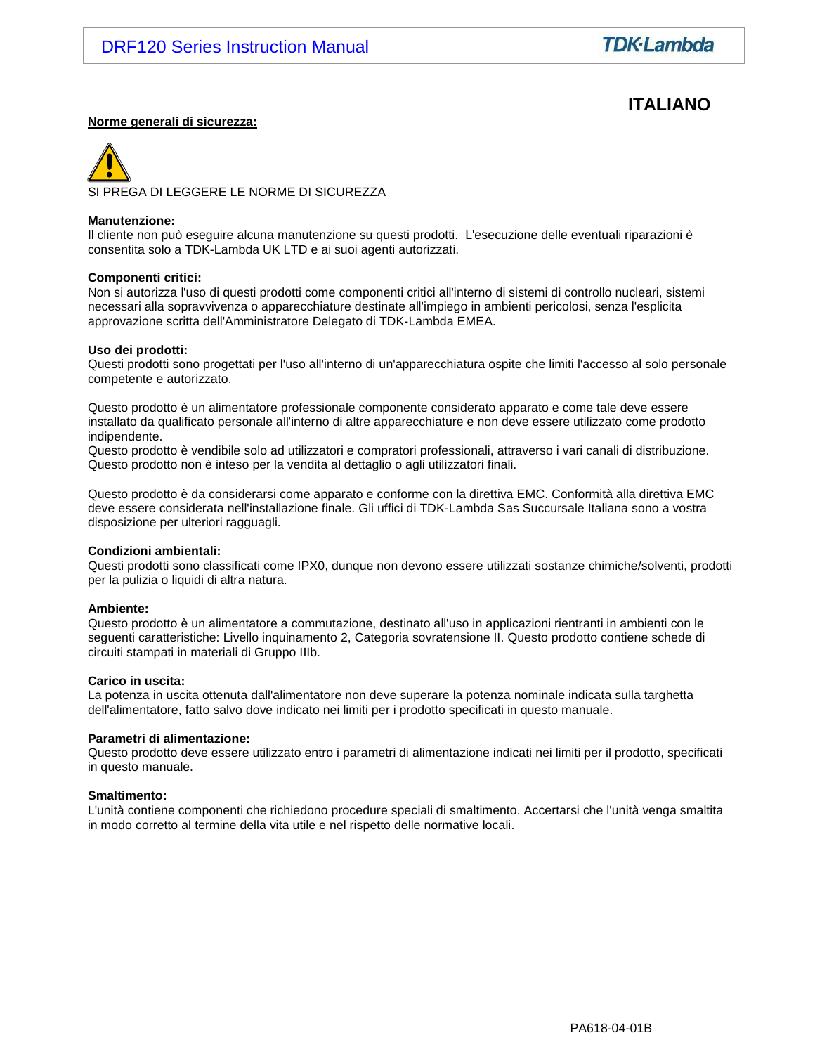## ITALIANO

**Norme generali di sicurezza:**

SI PREGA DI LEGGERE LE NORME DI SICUREZZA

**Manutenzione:**
Il cliente non può eseguire alcuna manutenzione su questi prodotti. L'esecuzione delle eventuali riparazioni è consentita solo a TDK-Lambda UK LTD e ai suoi agenti autorizzati.

**Componenti critici:**
Non si autorizza l'uso di questi prodotti come componenti critici all'interno di sistemi di controllo nucleari, sistemi necessari alla sopravvivenza o apparecchiature destinate all'impiego in ambienti pericolosi, senza l'esplicita approvazione scritta dell'Amministratore Delegato di TDK-Lambda EMEA.

**Uso dei prodotti:**
Questi prodotti sono progettati per l'uso all'interno di un'apparecchiatura ospite che limiti l'accesso al solo personale competente e autorizzato.

Questo prodotto è un alimentatore professionale componente considerato apparato e come tale deve essere installato da qualificato personale all'interno di altre apparecchiature e non deve essere utilizzato come prodotto indipendente.
Questo prodotto è vendibile solo ad utilizzatori e compratori professionali, attraverso i vari canali di distribuzione. Questo prodotto non è inteso per la vendita al dettaglio o agli utilizzatori finali.

Questo prodotto è da considerarsi come apparato e conforme con la direttiva EMC. Conformità alla direttiva EMC deve essere considerata nell'installazione finale. Gli uffici di TDK-Lambda Sas Succursale Italiana sono a vostra disposizione per ulteriori ragguagli.

**Condizioni ambientali:**
Questi prodotti sono classificati come IPX0, dunque non devono essere utilizzati sostanze chimiche/solventi, prodotti per la pulizia o liquidi di altra natura.

**Ambiente:**
Questo prodotto è un alimentatore a commutazione, destinato all'uso in applicazioni rientranti in ambienti con le seguenti caratteristiche: Livello inquinamento 2, Categoria sovratensione II. Questo prodotto contiene schede di circuiti stampati in materiali di Gruppo IIIb.

**Carico in uscita:**
La potenza in uscita ottenuta dall'alimentatore non deve superare la potenza nominale indicata sulla targhetta dell'alimentatore, fatto salvo dove indicato nei limiti per i prodotto specificati in questo manuale.

**Parametri di alimentazione:**
Questo prodotto deve essere utilizzato entro i parametri di alimentazione indicati nei limiti per il prodotto, specificati in questo manuale.

**Smaltimento:**
L'unità contiene componenti che richiedono procedure speciali di smaltimento. Accertarsi che l'unità venga smaltita in modo corretto al termine della vita utile e nel rispetto delle normative locali.

PA618-04-01B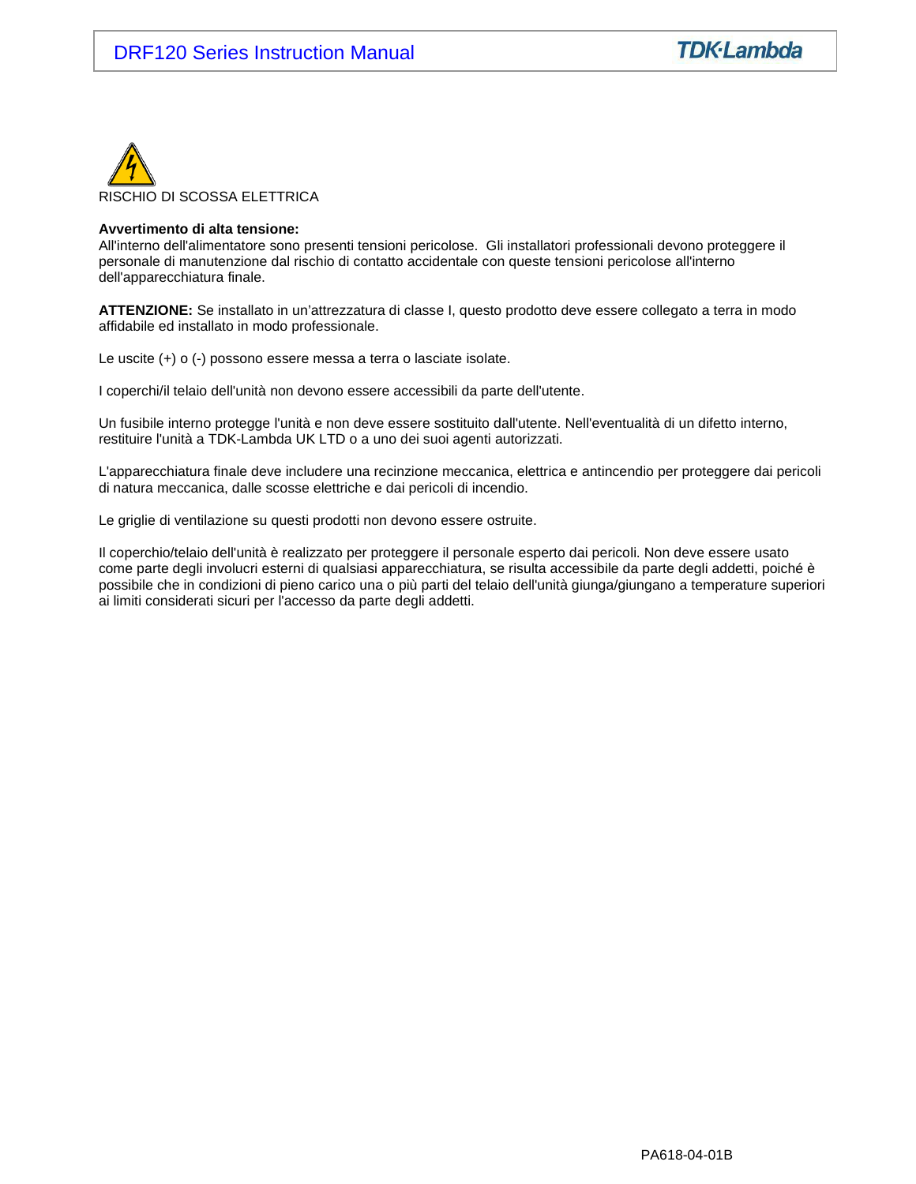RISCHIO DI SCOSSA ELETTRICA

**Avvertimento di alta tensione:**
All'interno dell'alimentatore sono presenti tensioni pericolose. Gli installatori professionali devono proteggere il personale di manutenzione dal rischio di contatto accidentale con queste tensioni pericolose all'interno dell'apparecchiatura finale.

**ATTENZIONE:** Se installato in un'attrezzatura di classe I, questo prodotto deve essere collegato a terra in modo affidabile ed installato in modo professionale.

Le uscite (+) o (-) possono essere messa a terra o lasciate isolate.

I coperchi/il telaio dell'unità non devono essere accessibili da parte dell'utente.

Un fusibile interno protegge l'unità e non deve essere sostituito dall'utente. Nell'eventualità di un difetto interno, restituire l'unità a TDK-Lambda UK LTD o a uno dei suoi agenti autorizzati.

L'apparecchiatura finale deve includere una recinzione meccanica, elettrica e antincendio per proteggere dai pericoli di natura meccanica, dalle scosse elettriche e dai pericoli di incendio.

Le griglie di ventilazione su questi prodotti non devono essere ostruite.

Il coperchio/telaio dell'unità è realizzato per proteggere il personale esperto dai pericoli. Non deve essere usato come parte degli involucri esterni di qualsiasi apparecchiatura, se risulta accessibile da parte degli addetti, poiché è possibile che in condizioni di pieno carico una o più parti del telaio dell'unità giunga/giungano a temperature superiori ai limiti considerati sicuri per l'accesso da parte degli addetti.

PA618-04-01B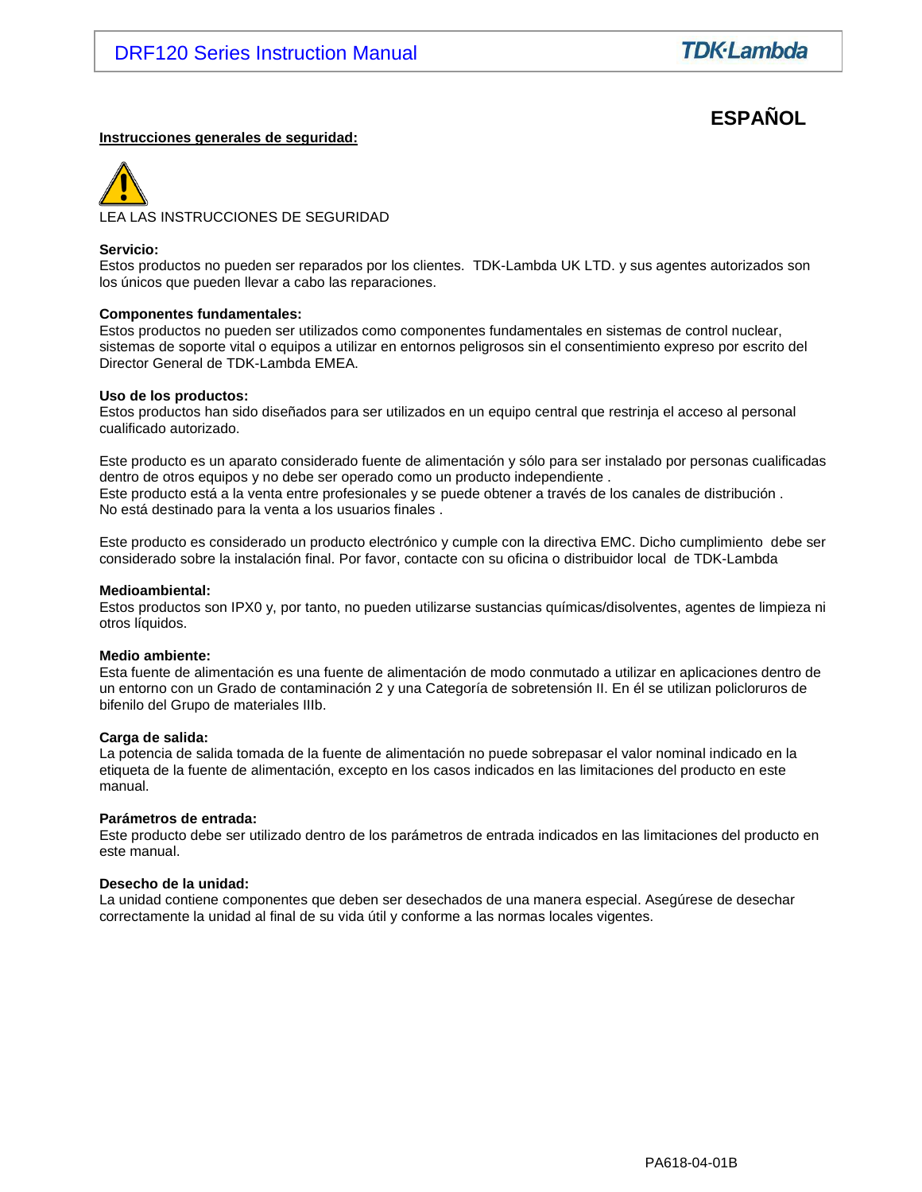# ESPAÑOL

**Instrucciones generales de seguridad:**

LEA LAS INSTRUCCIONES DE SEGURIDAD

**Servicio:**
Estos productos no pueden ser reparados por los clientes. TDK-Lambda UK LTD. y sus agentes autorizados son los únicos que pueden llevar a cabo las reparaciones.

**Componentes fundamentales:**
Estos productos no pueden ser utilizados como componentes fundamentales en sistemas de control nuclear, sistemas de soporte vital o equipos a utilizar en entornos peligrosos sin el consentimiento expreso por escrito del Director General de TDK-Lambda EMEA.

**Uso de los productos:**
Estos productos han sido diseñados para ser utilizados en un equipo central que restrinja el acceso al personal cualificado autorizado.

Este producto es un aparato considerado fuente de alimentación y sólo para ser instalado por personas cualificadas dentro de otros equipos y no debe ser operado como un producto independiente .
Este producto está a la venta entre profesionales y se puede obtener a través de los canales de distribución .
No está destinado para la venta a los usuarios finales .

Este producto es considerado un producto electrónico y cumple con la directiva EMC. Dicho cumplimiento debe ser considerado sobre la instalación final. Por favor, contacte con su oficina o distribuidor local de TDK-Lambda

**Medioambiental:**
Estos productos son IPX0 y, por tanto, no pueden utilizarse sustancias químicas/disolventes, agentes de limpieza ni otros líquidos.

**Medio ambiente:**
Esta fuente de alimentación es una fuente de alimentación de modo conmutado a utilizar en aplicaciones dentro de un entorno con un Grado de contaminación 2 y una Categoría de sobretensión II. En él se utilizan policloruros de bifenilo del Grupo de materiales IIIb.

**Carga de salida:**
La potencia de salida tomada de la fuente de alimentación no puede sobrepasar el valor nominal indicado en la etiqueta de la fuente de alimentación, excepto en los casos indicados en las limitaciones del producto en este manual.

**Parámetros de entrada:**
Este producto debe ser utilizado dentro de los parámetros de entrada indicados en las limitaciones del producto en este manual.

**Desecho de la unidad:**
La unidad contiene componentes que deben ser desechados de una manera especial. Asegúrese de desechar correctamente la unidad al final de su vida útil y conforme a las normas locales vigentes.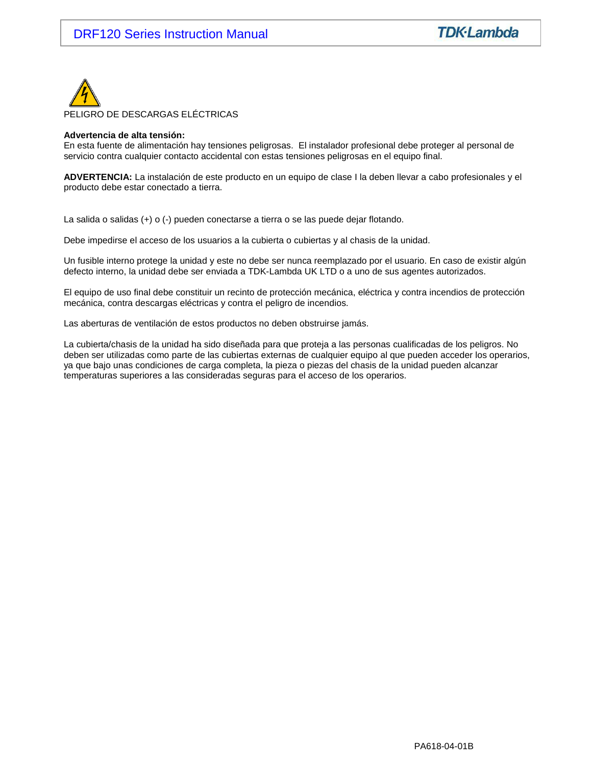PELIGRO DE DESCARGAS ELÉCTRICAS

**Advertencia de alta tensión:**
En esta fuente de alimentación hay tensiones peligrosas. El instalador profesional debe proteger al personal de servicio contra cualquier contacto accidental con estas tensiones peligrosas en el equipo final.

**ADVERTENCIA:** La instalación de este producto en un equipo de clase I la deben llevar a cabo profesionales y el producto debe estar conectado a tierra.

La salida o salidas (+) o (-) pueden conectarse a tierra o se las puede dejar flotando.

Debe impedirse el acceso de los usuarios a la cubierta o cubiertas y al chasis de la unidad.

Un fusible interno protege la unidad y este no debe ser nunca reemplazado por el usuario. En caso de existir algún defecto interno, la unidad debe ser enviada a TDK-Lambda UK LTD o a uno de sus agentes autorizados.

El equipo de uso final debe constituir un recinto de protección mecánica, eléctrica y contra incendios de protección mecánica, contra descargas eléctricas y contra el peligro de incendios.

Las aberturas de ventilación de estos productos no deben obstruirse jamás.

La cubierta/chasis de la unidad ha sido diseñada para que proteja a las personas cualificadas de los peligros. No deben ser utilizadas como parte de las cubiertas externas de cualquier equipo al que pueden acceder los operarios, ya que bajo unas condiciones de carga completa, la pieza o piezas del chasis de la unidad pueden alcanzar temperaturas superiores a las consideradas seguras para el acceso de los operarios.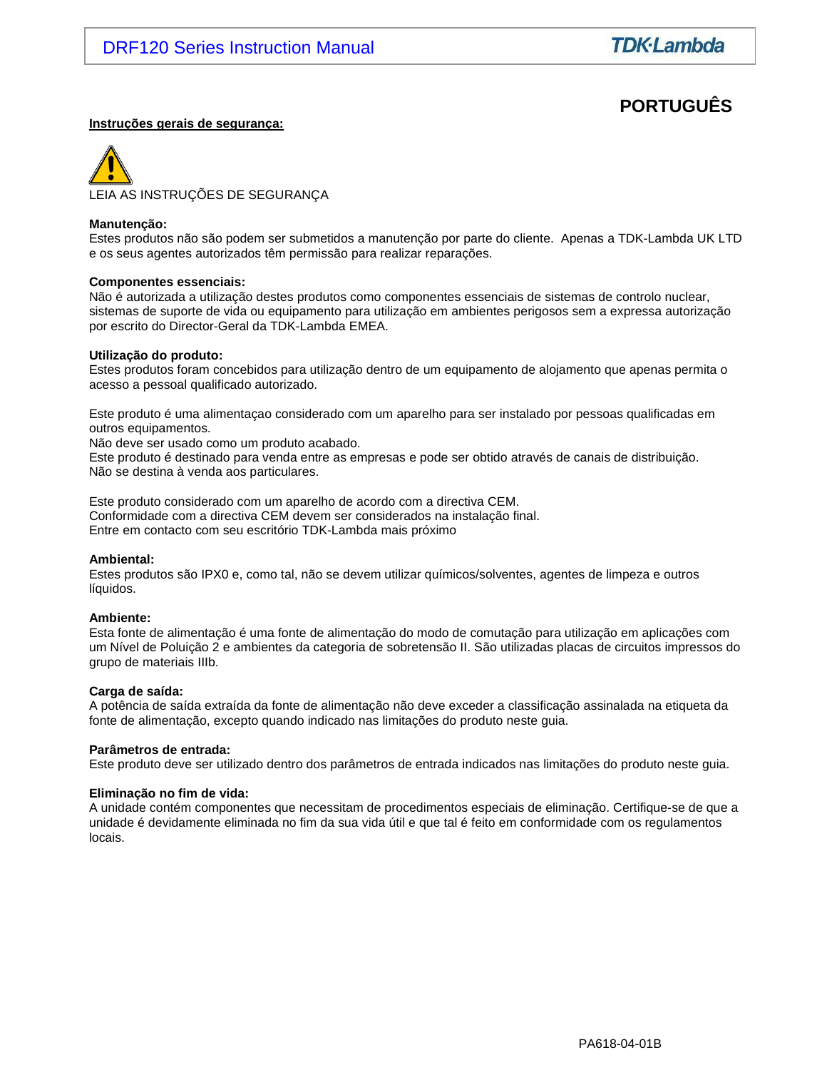# PORTUGUÊS

**Instruções gerais de segurança:**

LEIA AS INSTRUÇÕES DE SEGURANÇA

**Manutenção:**
Estes produtos não são podem ser submetidos a manutenção por parte do cliente. Apenas a TDK-Lambda UK LTD e os seus agentes autorizados têm permissão para realizar reparações.

**Componentes essenciais:**
Não é autorizada a utilização destes produtos como componentes essenciais de sistemas de controlo nuclear, sistemas de suporte de vida ou equipamento para utilização em ambientes perigosos sem a expressa autorização por escrito do Director-Geral da TDK-Lambda EMEA.

**Utilização do produto:**
Estes produtos foram concebidos para utilização dentro de um equipamento de alojamento que apenas permita o acesso a pessoal qualificado autorizado.

Este produto é uma alimentaçao considerado com um aparelho para ser instalado por pessoas qualificadas em outros equipamentos.
Não deve ser usado como um produto acabado.
Este produto é destinado para venda entre as empresas e pode ser obtido através de canais de distribuição.
Não se destina à venda aos particulares.

Este produto considerado com um aparelho de acordo com a directiva CEM.
Conformidade com a directiva CEM devem ser considerados na instalação final.
Entre em contacto com seu escritório TDK-Lambda mais próximo

**Ambiental:**
Estes produtos são IPX0 e, como tal, não se devem utilizar químicos/solventes, agentes de limpeza e outros líquidos.

**Ambiente:**
Esta fonte de alimentação é uma fonte de alimentação do modo de comutação para utilização em aplicações com um Nível de Poluição 2 e ambientes da categoria de sobretensão II. São utilizadas placas de circuitos impressos do grupo de materiais IIIb.

**Carga de saída:**
A potência de saída extraída da fonte de alimentação não deve exceder a classificação assinalada na etiqueta da fonte de alimentação, excepto quando indicado nas limitações do produto neste guia.

**Parâmetros de entrada:**
Este produto deve ser utilizado dentro dos parâmetros de entrada indicados nas limitações do produto neste guia.

**Eliminação no fim de vida:**
A unidade contém componentes que necessitam de procedimentos especiais de eliminação. Certifique-se de que a unidade é devidamente eliminada no fim da sua vida útil e que tal é feito em conformidade com os regulamentos locais.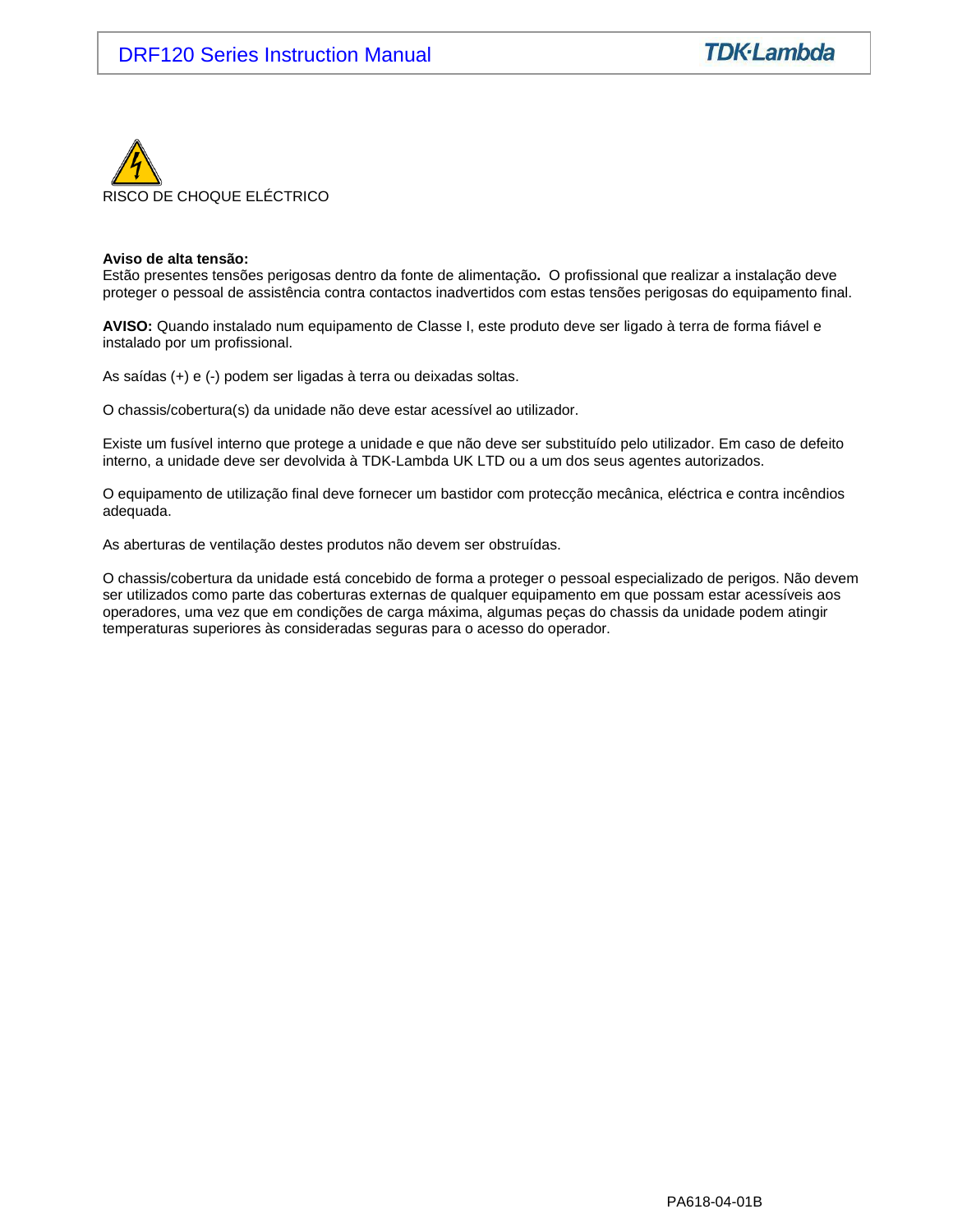RISCO DE CHOQUE ELÉCTRICO

**Aviso de alta tensão:**
Estão presentes tensões perigosas dentro da fonte de alimentação**.** O profissional que realizar a instalação deve proteger o pessoal de assistência contra contactos inadvertidos com estas tensões perigosas do equipamento final.

**AVISO:** Quando instalado num equipamento de Classe I, este produto deve ser ligado à terra de forma fiável e instalado por um profissional.

As saídas (+) e (-) podem ser ligadas à terra ou deixadas soltas.

O chassis/cobertura(s) da unidade não deve estar acessível ao utilizador.

Existe um fusível interno que protege a unidade e que não deve ser substituído pelo utilizador. Em caso de defeito interno, a unidade deve ser devolvida à TDK-Lambda UK LTD ou a um dos seus agentes autorizados.

O equipamento de utilização final deve fornecer um bastidor com protecção mecânica, eléctrica e contra incêndios adequada.

As aberturas de ventilação destes produtos não devem ser obstruídas.

O chassis/cobertura da unidade está concebido de forma a proteger o pessoal especializado de perigos. Não devem ser utilizados como parte das coberturas externas de qualquer equipamento em que possam estar acessíveis aos operadores, uma vez que em condições de carga máxima, algumas peças do chassis da unidade podem atingir temperaturas superiores às consideradas seguras para o acesso do operador.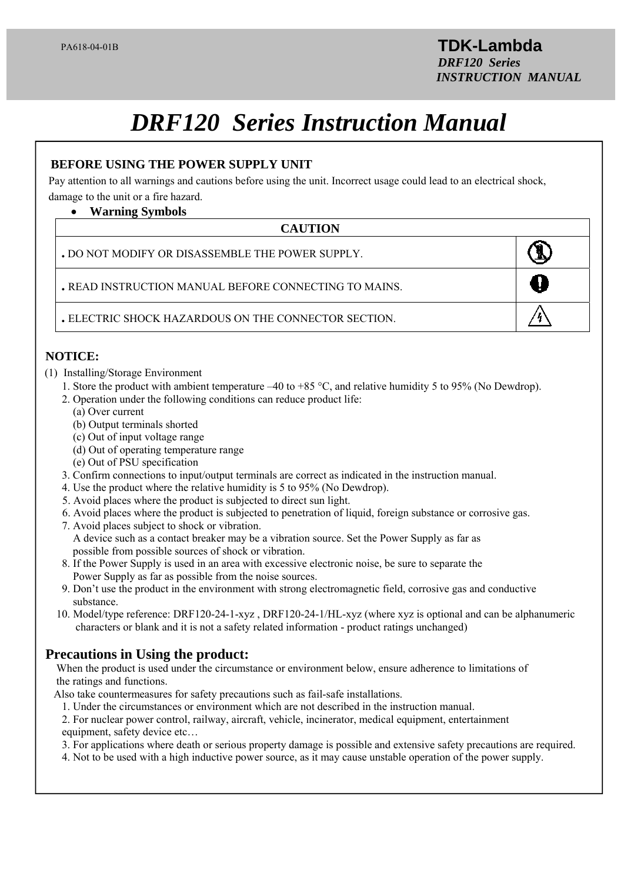# DRF120 Series Instruction Manual

**BEFORE USING THE POWER SUPPLY UNIT**

Pay attention to all warnings and cautions before using the unit. Incorrect usage could lead to an electrical shock, damage to the unit or a fire hazard.

- **Warning Symbols**

| CAUTION | |
|---|---|
| . DO NOT MODIFY OR DISASSEMBLE THE POWER SUPPLY. | |
| . READ INSTRUCTION MANUAL BEFORE CONNECTING TO MAINS. | |
| . ELECTRIC SHOCK HAZARDOUS ON THE CONNECTOR SECTION. | |

**NOTICE:**

(1) Installing/Storage Environment

1. Store the product with ambient temperature –40 to +85 °C, and relative humidity 5 to 95% (No Dewdrop).
2. Operation under the following conditions can reduce product life:
   (a) Over current
   (b) Output terminals shorted
   (c) Out of input voltage range
   (d) Out of operating temperature range
   (e) Out of PSU specification
3. Confirm connections to input/output terminals are correct as indicated in the instruction manual.
4. Use the product where the relative humidity is 5 to 95% (No Dewdrop).
5. Avoid places where the product is subjected to direct sun light.
6. Avoid places where the product is subjected to penetration of liquid, foreign substance or corrosive gas.
7. Avoid places subject to shock or vibration.
   A device such as a contact breaker may be a vibration source. Set the Power Supply as far as possible from possible sources of shock or vibration.
8. If the Power Supply is used in an area with excessive electronic noise, be sure to separate the Power Supply as far as possible from the noise sources.
9. Don't use the product in the environment with strong electromagnetic field, corrosive gas and conductive substance.
10. Model/type reference: DRF120-24-1-xyz , DRF120-24-1/HL-xyz (where xyz is optional and can be alphanumeric characters or blank and it is not a safety related information - product ratings unchanged)

## Precautions in Using the product:

When the product is used under the circumstance or environment below, ensure adherence to limitations of the ratings and functions.

Also take countermeasures for safety precautions such as fail-safe installations.

1. Under the circumstances or environment which are not described in the instruction manual.
2. For nuclear power control, railway, aircraft, vehicle, incinerator, medical equipment, entertainment equipment, safety device etc…
3. For applications where death or serious property damage is possible and extensive safety precautions are required.
4. Not to be used with a high inductive power source, as it may cause unstable operation of the power supply.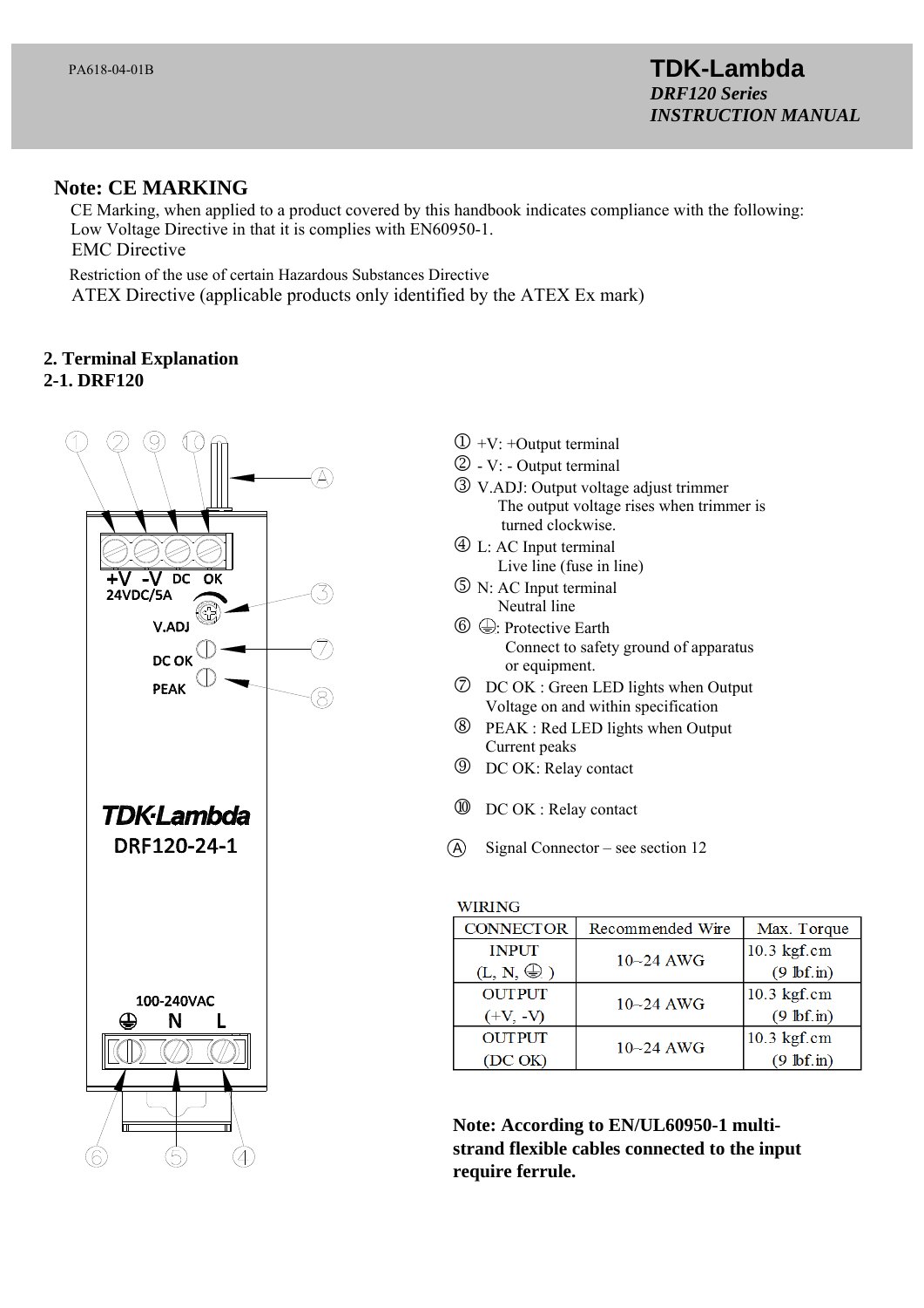## Note: CE MARKING

CE Marking, when applied to a product covered by this handbook indicates compliance with the following:
Low Voltage Directive in that it is complies with EN60950-1.
EMC Directive
Restriction of the use of certain Hazardous Substances Directive
ATEX Directive (applicable products only identified by the ATEX Ex mark)

## 2. Terminal Explanation

### 2-1. DRF120

① +V: +Output terminal
② - V: - Output terminal
③ V.ADJ: Output voltage adjust trimmer
The output voltage rises when trimmer is turned clockwise.
④ L: AC Input terminal
Live line (fuse in line)
⑤ N: AC Input terminal
Neutral line
⑥ ⏚: Protective Earth
Connect to safety ground of apparatus or equipment.
⑦ DC OK : Green LED lights when Output Voltage on and within specification
⑧ PEAK : Red LED lights when Output Current peaks
⑨ DC OK: Relay contact

⑩ DC OK : Relay contact

Ⓐ Signal Connector – see section 12

WIRING

| CONNECTOR | Recommended Wire | Max. Torque |
|---|---|---|
| INPUT (L, N, ⏚ ) | 10~24 AWG | 10.3 kgf.cm (9 lbf.in) |
| OUTPUT (+V, -V) | 10~24 AWG | 10.3 kgf.cm (9 lbf.in) |
| OUTPUT (DC OK) | 10~24 AWG | 10.3 kgf.cm (9 lbf.in) |

**Note: According to EN/UL60950-1 multi-strand flexible cables connected to the input require ferrule.**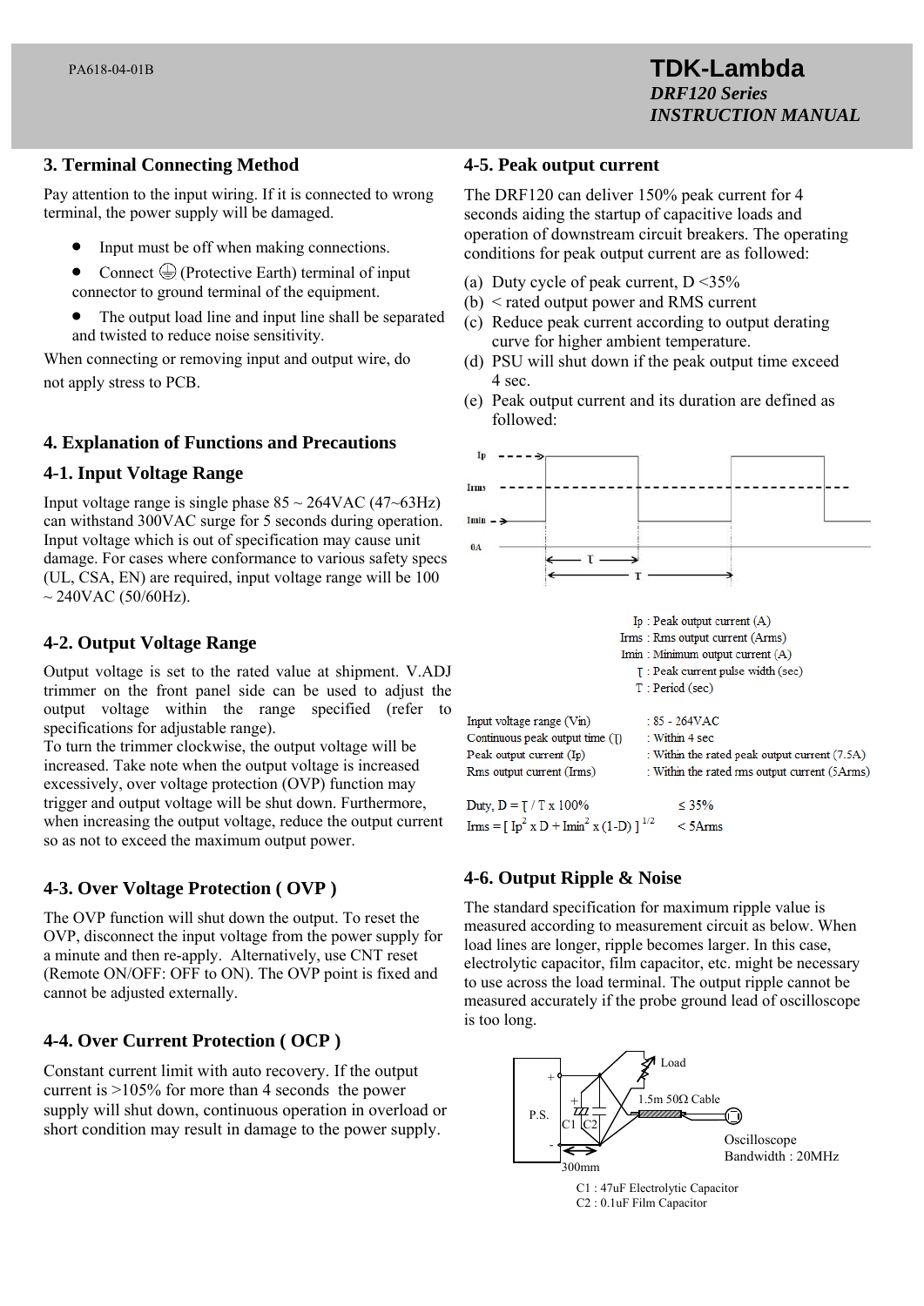## 3. Terminal Connecting Method

Pay attention to the input wiring. If it is connected to wrong terminal, the power supply will be damaged.

- Input must be off when making connections.
- Connect ⏚ (Protective Earth) terminal of input connector to ground terminal of the equipment.
- The output load line and input line shall be separated and twisted to reduce noise sensitivity.

When connecting or removing input and output wire, do not apply stress to PCB.

## 4. Explanation of Functions and Precautions

### 4-1. Input Voltage Range

Input voltage range is single phase 85 ~ 264VAC (47~63Hz) can withstand 300VAC surge for 5 seconds during operation. Input voltage which is out of specification may cause unit damage. For cases where conformance to various safety specs (UL, CSA, EN) are required, input voltage range will be 100 ~ 240VAC (50/60Hz).

### 4-2. Output Voltage Range

Output voltage is set to the rated value at shipment. V.ADJ trimmer on the front panel side can be used to adjust the output voltage within the range specified (refer to specifications for adjustable range).
To turn the trimmer clockwise, the output voltage will be increased. Take note when the output voltage is increased excessively, over voltage protection (OVP) function may trigger and output voltage will be shut down. Furthermore, when increasing the output voltage, reduce the output current so as not to exceed the maximum output power.

### 4-3. Over Voltage Protection ( OVP )

The OVP function will shut down the output. To reset the OVP, disconnect the input voltage from the power supply for a minute and then re-apply. Alternatively, use CNT reset (Remote ON/OFF: OFF to ON). The OVP point is fixed and cannot be adjusted externally.

### 4-4. Over Current Protection ( OCP )

Constant current limit with auto recovery. If the output current is >105% for more than 4 seconds the power supply will shut down, continuous operation in overload or short condition may result in damage to the power supply.

### 4-5. Peak output current

The DRF120 can deliver 150% peak current for 4 seconds aiding the startup of capacitive loads and operation of downstream circuit breakers. The operating conditions for peak output current are as followed:

(a) Duty cycle of peak current, D <35%
(b) < rated output power and RMS current
(c) Reduce peak current according to output derating curve for higher ambient temperature.
(d) PSU will shut down if the peak output time exceed 4 sec.
(e) Peak output current and its duration are defined as followed:

Ip : Peak output current (A)
Irms : Rms output current (Arms)
Imin : Minimum output current (A)
τ : Peak current pulse width (sec)
T : Period (sec)

| | |
|---|---|
| Input voltage range (Vin) | : 85 - 264VAC |
| Continuous peak output time (τ) | : Within 4 sec |
| Peak output current (Ip) | : Within the rated peak output current (7.5A) |
| Rms output current (Irms) | : Within the rated rms output current (5Arms) |

Duty, $D = \tau / T \times 100\%$  $\leq 35\%$

$I_{rms} = [ I_p^2 \times D + I_{min}^2 \times (1\text{-}D) ]^{1/2}$  $< 5\text{Arms}$

### 4-6. Output Ripple & Noise

The standard specification for maximum ripple value is measured according to measurement circuit as below. When load lines are longer, ripple becomes larger. In this case, electrolytic capacitor, film capacitor, etc. might be necessary to use across the load terminal. The output ripple cannot be measured accurately if the probe ground lead of oscilloscope is too long.

P.S. + − C1 C2 300mm Load 1.5m 50Ω Cable Oscilloscope Bandwidth : 20MHz

C1 : 47uF Electrolytic Capacitor
C2 : 0.1uF Film Capacitor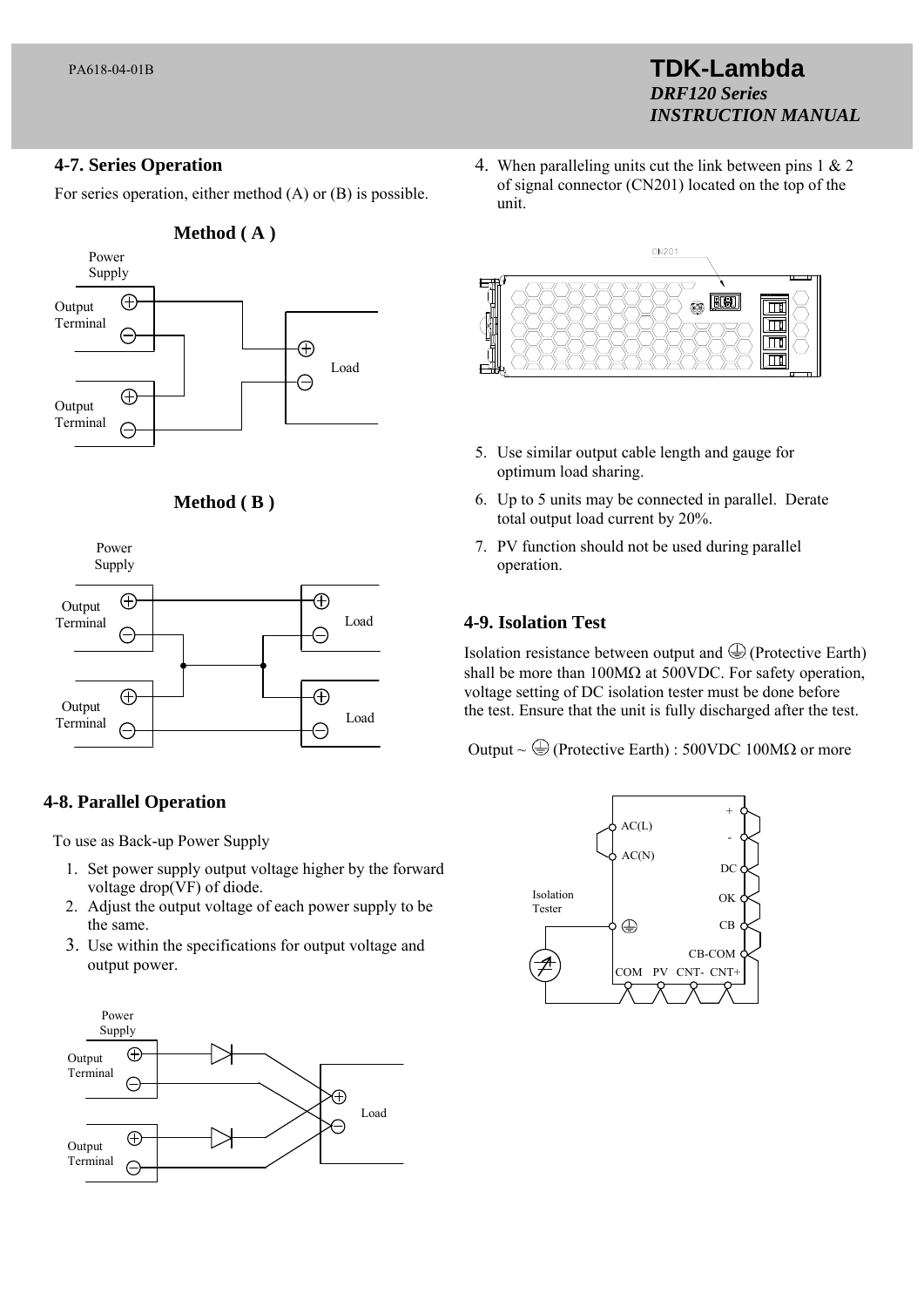## 4-7. Series Operation

For series operation, either method (A) or (B) is possible.

**Method ( A )**

**Method ( B )**

## 4-8. Parallel Operation

To use as Back-up Power Supply

1. Set power supply output voltage higher by the forward voltage drop(VF) of diode.
2. Adjust the output voltage of each power supply to be the same.
3. Use within the specifications for output voltage and output power.
4. When paralleling units cut the link between pins 1 & 2 of signal connector (CN201) located on the top of the unit.
5. Use similar output cable length and gauge for optimum load sharing.
6. Up to 5 units may be connected in parallel. Derate total output load current by 20%.
7. PV function should not be used during parallel operation.

## 4-9. Isolation Test

Isolation resistance between output and ⏚ (Protective Earth) shall be more than 100MΩ at 500VDC. For safety operation, voltage setting of DC isolation tester must be done before the test. Ensure that the unit is fully discharged after the test.

Output ~ ⏚ (Protective Earth) : 500VDC 100MΩ or more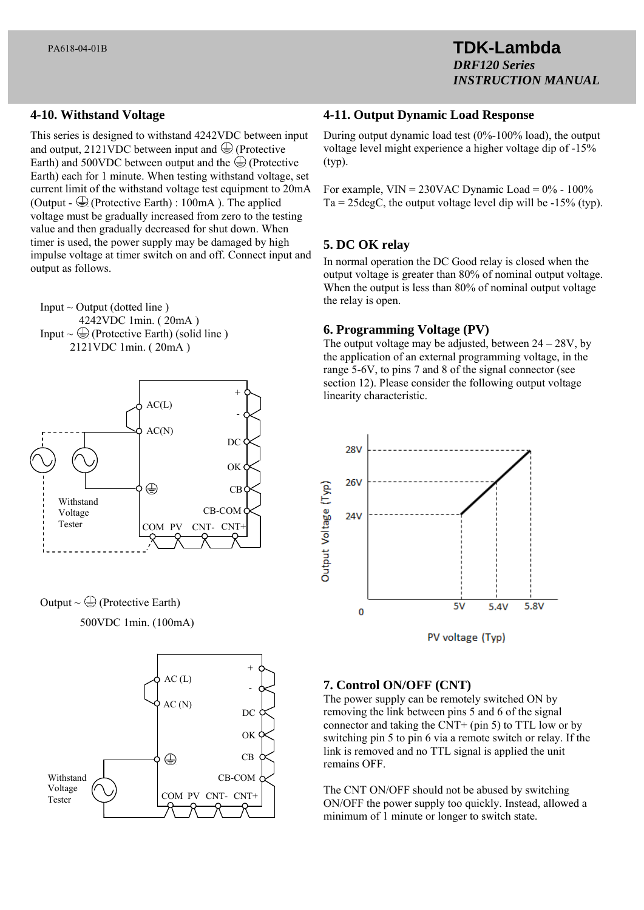## 4-10. Withstand Voltage

This series is designed to withstand 4242VDC between input and output, 2121VDC between input and ⏚ (Protective Earth) and 500VDC between output and the ⏚ (Protective Earth) each for 1 minute. When testing withstand voltage, set current limit of the withstand voltage test equipment to 20mA (Output - ⏚ (Protective Earth) : 100mA ). The applied voltage must be gradually increased from zero to the testing value and then gradually decreased for shut down. When timer is used, the power supply may be damaged by high impulse voltage at timer switch on and off. Connect input and output as follows.

Input ~ Output (dotted line )
4242VDC 1min. ( 20mA )
Input ~ ⏚ (Protective Earth) (solid line )
2121VDC 1min. ( 20mA )

Output ~ ⏚ (Protective Earth)
500VDC 1min. (100mA)

## 4-11. Output Dynamic Load Response

During output dynamic load test (0%-100% load), the output voltage level might experience a higher voltage dip of -15% (typ).

For example, VIN = 230VAC Dynamic Load = 0% - 100% Ta = 25degC, the output voltage level dip will be -15% (typ).

## 5. DC OK relay

In normal operation the DC Good relay is closed when the output voltage is greater than 80% of nominal output voltage. When the output is less than 80% of nominal output voltage the relay is open.

## 6. Programming Voltage (PV)

The output voltage may be adjusted, between 24 – 28V, by the application of an external programming voltage, in the range 5-6V, to pins 7 and 8 of the signal connector (see section 12). Please consider the following output voltage linearity characteristic.

## 7. Control ON/OFF (CNT)

The power supply can be remotely switched ON by removing the link between pins 5 and 6 of the signal connector and taking the CNT+ (pin 5) to TTL low or by switching pin 5 to pin 6 via a remote switch or relay. If the link is removed and no TTL signal is applied the unit remains OFF.

The CNT ON/OFF should not be abused by switching ON/OFF the power supply too quickly. Instead, allowed a minimum of 1 minute or longer to switch state.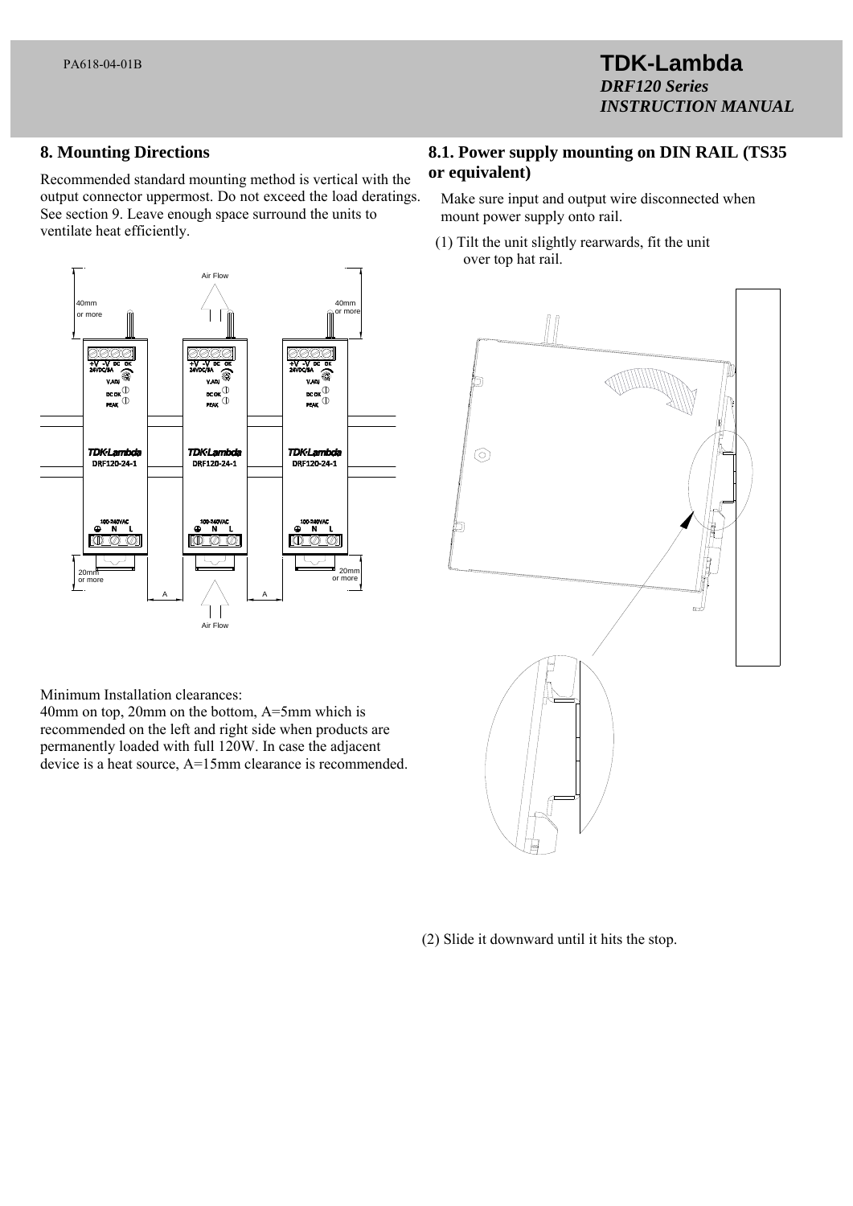## 8. Mounting Directions

Recommended standard mounting method is vertical with the output connector uppermost. Do not exceed the load deratings. See section 9. Leave enough space surround the units to ventilate heat efficiently.

Minimum Installation clearances:
40mm on top, 20mm on the bottom, A=5mm which is recommended on the left and right side when products are permanently loaded with full 120W. In case the adjacent device is a heat source, A=15mm clearance is recommended.

## 8.1. Power supply mounting on DIN RAIL (TS35 or equivalent)

Make sure input and output wire disconnected when mount power supply onto rail.

(1) Tilt the unit slightly rearwards, fit the unit over top hat rail.

(2) Slide it downward until it hits the stop.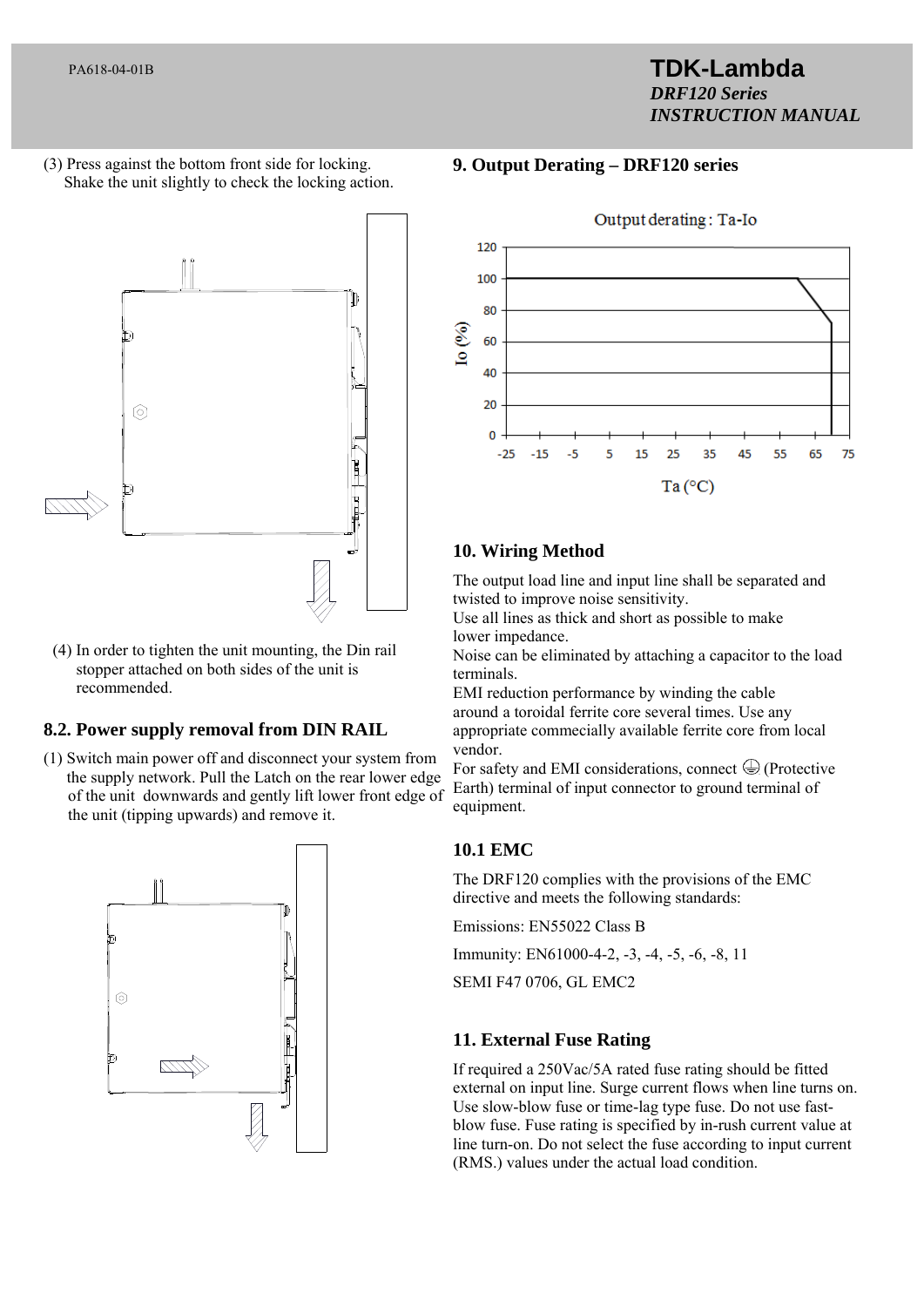(3) Press against the bottom front side for locking.
Shake the unit slightly to check the locking action.

(4) In order to tighten the unit mounting, the Din rail stopper attached on both sides of the unit is recommended.

## 8.2. Power supply removal from DIN RAIL

(1) Switch main power off and disconnect your system from the supply network. Pull the Latch on the rear lower edge of the unit downwards and gently lift lower front edge of the unit (tipping upwards) and remove it.

## 9. Output Derating – DRF120 series

Output derating : Ta-Io

Io (%)

Ta (°C)

## 10. Wiring Method

The output load line and input line shall be separated and twisted to improve noise sensitivity.
Use all lines as thick and short as possible to make lower impedance.
Noise can be eliminated by attaching a capacitor to the load terminals.
EMI reduction performance by winding the cable around a toroidal ferrite core several times. Use any appropriate commercially available ferrite core from local vendor.
For safety and EMI considerations, connect ⏚ (Protective Earth) terminal of input connector to ground terminal of equipment.

### 10.1 EMC

The DRF120 complies with the provisions of the EMC directive and meets the following standards:

Emissions: EN55022 Class B

Immunity: EN61000-4-2, -3, -4, -5, -6, -8, 11

SEMI F47 0706, GL EMC2

## 11. External Fuse Rating

If required a 250Vac/5A rated fuse rating should be fitted external on input line. Surge current flows when line turns on. Use slow-blow fuse or time-lag type fuse. Do not use fast-blow fuse. Fuse rating is specified by in-rush current value at line turn-on. Do not select the fuse according to input current (RMS.) values under the actual load condition.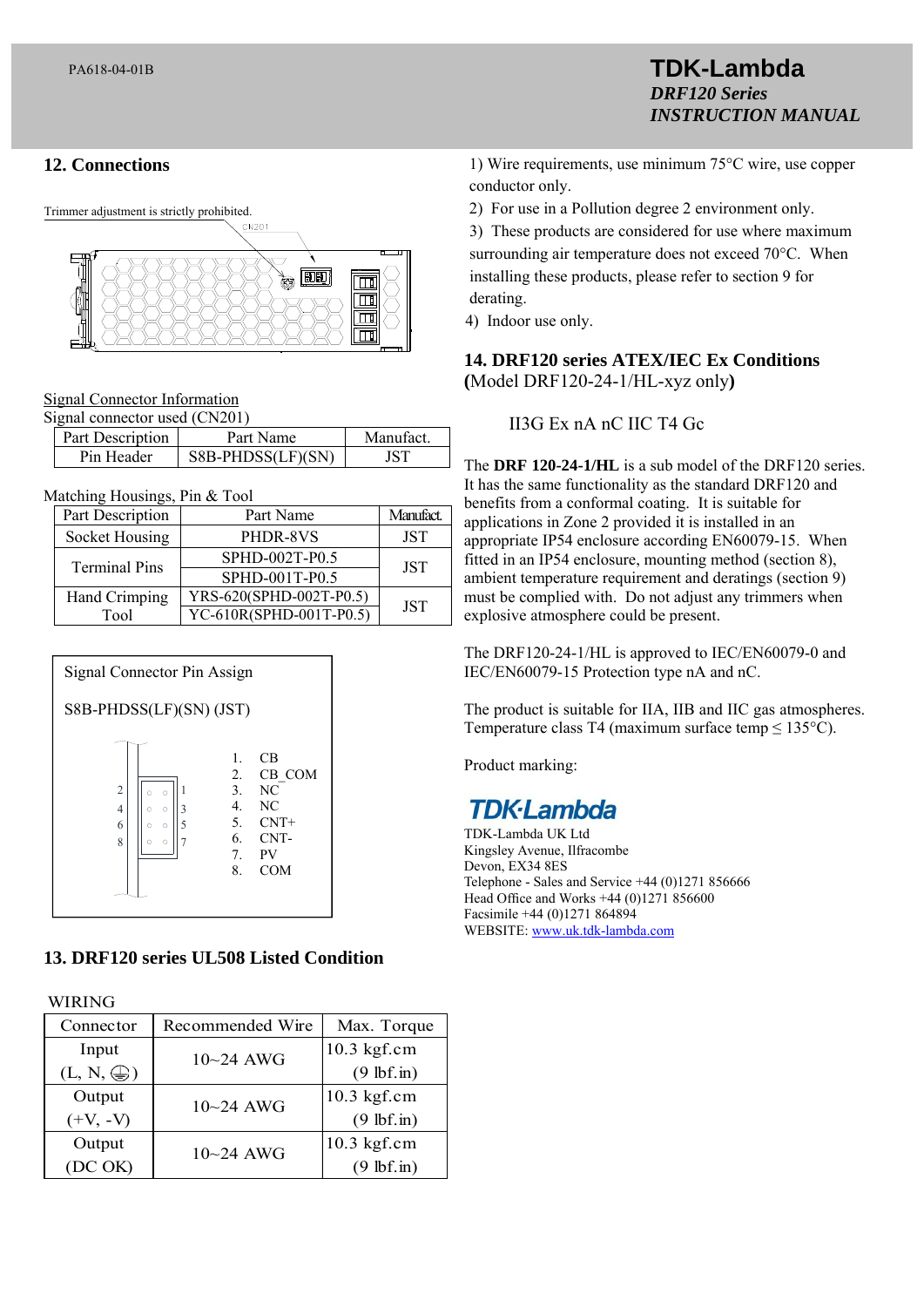## 12. Connections

Trimmer adjustment is strictly prohibited.

CN201

Signal Connector Information

Signal connector used (CN201)

| Part Description | Part Name | Manufact. |
|---|---|---|
| Pin Header | S8B-PHDSS(LF)(SN) | JST |

Matching Housings, Pin & Tool

| Part Description | Part Name | Manufact. |
|---|---|---|
| Socket Housing | PHDR-8VS | JST |
| Terminal Pins | SPHD-002T-P0.5 | JST |
| | SPHD-001T-P0.5 | |
| Hand Crimping Tool | YRS-620(SPHD-002T-P0.5) | JST |
| | YC-610R(SPHD-001T-P0.5) | |

Signal Connector Pin Assign

S8B-PHDSS(LF)(SN) (JST)

1. CB
2. CB_COM
3. NC
4. NC
5. CNT+
6. CNT-
7. PV
8. COM

## 13. DRF120 series UL508 Listed Condition

WIRING

| Connector | Recommended Wire | Max. Torque |
|---|---|---|
| Input (L, N, ⏚) | 10~24 AWG | 10.3 kgf.cm (9 lbf.in) |
| Output (+V, -V) | 10~24 AWG | 10.3 kgf.cm (9 lbf.in) |
| Output (DC OK) | 10~24 AWG | 10.3 kgf.cm (9 lbf.in) |

1) Wire requirements, use minimum 75°C wire, use copper conductor only.
2) For use in a Pollution degree 2 environment only.
3) These products are considered for use where maximum surrounding air temperature does not exceed 70°C. When installing these products, please refer to section 9 for derating.
4) Indoor use only.

## 14. DRF120 series ATEX/IEC Ex Conditions

**(**Model DRF120-24-1/HL-xyz only**)**

II3G Ex nA nC IIC T4 Gc

The **DRF 120-24-1/HL** is a sub model of the DRF120 series. It has the same functionality as the standard DRF120 and benefits from a conformal coating. It is suitable for applications in Zone 2 provided it is installed in an appropriate IP54 enclosure according EN60079-15. When fitted in an IP54 enclosure, mounting method (section 8), ambient temperature requirement and deratings (section 9) must be complied with. Do not adjust any trimmers when explosive atmosphere could be present.

The DRF120-24-1/HL is approved to IEC/EN60079-0 and IEC/EN60079-15 Protection type nA and nC.

The product is suitable for IIA, IIB and IIC gas atmospheres. Temperature class T4 (maximum surface temp ≤ 135°C).

Product marking:

TDK·Lambda

TDK-Lambda UK Ltd
Kingsley Avenue, Ilfracombe
Devon, EX34 8ES
Telephone - Sales and Service +44 (0)1271 856666
Head Office and Works +44 (0)1271 856600
Facsimile +44 (0)1271 864894
WEBSITE: www.uk.tdk-lambda.com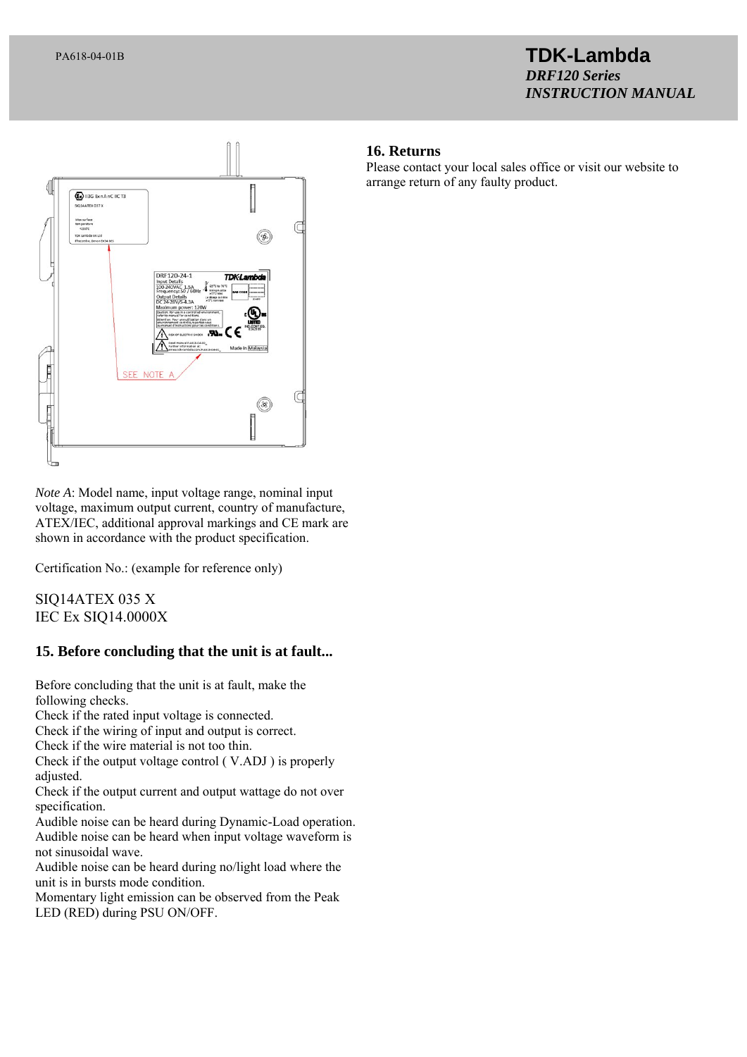*Note A*: Model name, input voltage range, nominal input voltage, maximum output current, country of manufacture, ATEX/IEC, additional approval markings and CE mark are shown in accordance with the product specification.

Certification No.: (example for reference only)

SIQ14ATEX 035 X
IEC Ex SIQ14.0000X

## 15. Before concluding that the unit is at fault...

Before concluding that the unit is at fault, make the following checks.
Check if the rated input voltage is connected.
Check if the wiring of input and output is correct.
Check if the wire material is not too thin.
Check if the output voltage control ( V.ADJ ) is properly adjusted.
Check if the output current and output wattage do not over specification.
Audible noise can be heard during Dynamic-Load operation.
Audible noise can be heard when input voltage waveform is not sinusoidal wave.
Audible noise can be heard during no/light load where the unit is in bursts mode condition.
Momentary light emission can be observed from the Peak LED (RED) during PSU ON/OFF.

## 16. Returns

Please contact your local sales office or visit our website to arrange return of any faulty product.